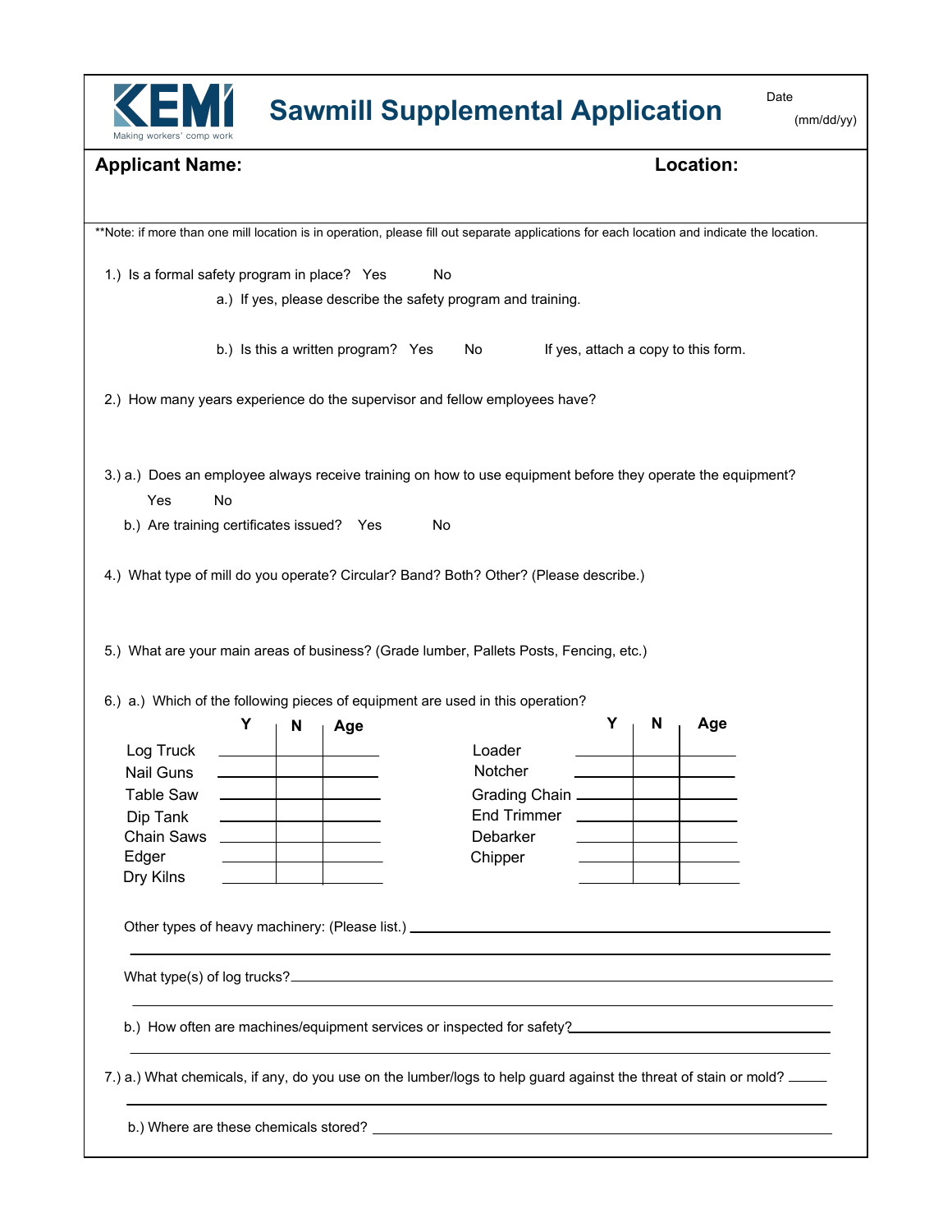KEMI
Making workers' comp work

# Sawmill Supplemental Application

Date (mm/dd/yy)

**Applicant Name:** **Location:**

**Note: if more than one mill location is in operation, please fill out separate applications for each location and indicate the location.

1.) Is a formal safety program in place? Yes No

a.) If yes, please describe the safety program and training.

b.) Is this a written program? Yes No If yes, attach a copy to this form.

2.) How many years experience do the supervisor and fellow employees have?

3.) a.) Does an employee always receive training on how to use equipment before they operate the equipment?

Yes No

b.) Are training certificates issued? Yes No

4.) What type of mill do you operate? Circular? Band? Both? Other? (Please describe.)

5.) What are your main areas of business? (Grade lumber, Pallets Posts, Fencing, etc.)

6.) a.) Which of the following pieces of equipment are used in this operation?

| | Y | N | Age |
|---|---|---|---|
| Log Truck | | | |
| Nail Guns | | | |
| Table Saw | | | |
| Dip Tank | | | |
| Chain Saws | | | |
| Edger | | | |
| Dry Kilns | | | |

| | Y | N | Age |
|---|---|---|---|
| Loader | | | |
| Notcher | | | |
| Grading Chain | | | |
| End Trimmer | | | |
| Debarker | | | |
| Chipper | | | |

Other types of heavy machinery: (Please list.) ____________________

What type(s) of log trucks? ____________________

b.) How often are machines/equipment services or inspected for safety? ____________________

7.) a.) What chemicals, if any, do you use on the lumber/logs to help guard against the threat of stain or mold? ____________________

b.) Where are these chemicals stored? ____________________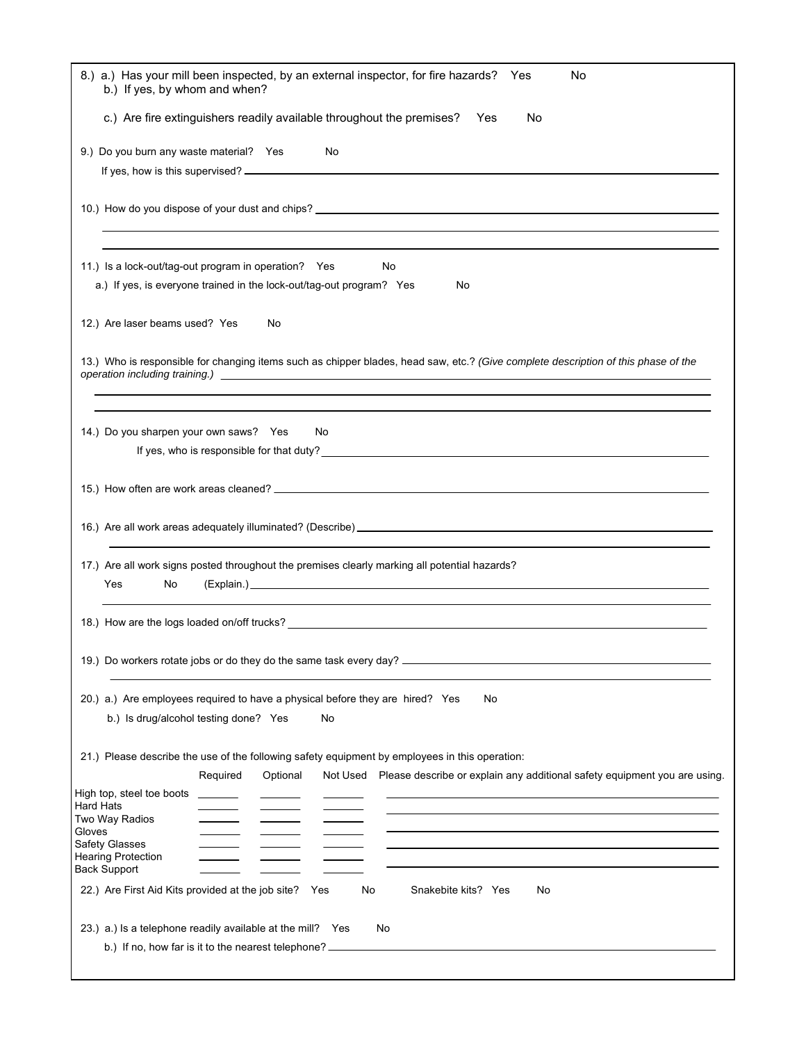8.) a.) Has your mill been inspected, by an external inspector, for fire hazards? Yes No
b.) If yes, by whom and when?

c.) Are fire extinguishers readily available throughout the premises? Yes No

9.) Do you burn any waste material? Yes No

If yes, how is this supervised? \_\_\_\_\_\_\_\_\_\_\_\_\_\_\_\_\_\_\_\_

10.) How do you dispose of your dust and chips? \_\_\_\_\_\_\_\_\_\_\_\_\_\_\_\_\_\_\_\_

\_\_\_\_\_\_\_\_\_\_\_\_\_\_\_\_\_\_\_\_

\_\_\_\_\_\_\_\_\_\_\_\_\_\_\_\_\_\_\_\_

11.) Is a lock-out/tag-out program in operation? Yes No

a.) If yes, is everyone trained in the lock-out/tag-out program? Yes No

12.) Are laser beams used? Yes No

13.) Who is responsible for changing items such as chipper blades, head saw, etc.? *(Give complete description of this phase of the operation including training.)* \_\_\_\_\_\_\_\_\_\_\_\_\_\_\_\_\_\_\_\_

\_\_\_\_\_\_\_\_\_\_\_\_\_\_\_\_\_\_\_\_

\_\_\_\_\_\_\_\_\_\_\_\_\_\_\_\_\_\_\_\_

14.) Do you sharpen your own saws? Yes No

If yes, who is responsible for that duty? \_\_\_\_\_\_\_\_\_\_\_\_\_\_\_\_\_\_\_\_

15.) How often are work areas cleaned? \_\_\_\_\_\_\_\_\_\_\_\_\_\_\_\_\_\_\_\_

16.) Are all work areas adequately illuminated? (Describe) \_\_\_\_\_\_\_\_\_\_\_\_\_\_\_\_\_\_\_\_

\_\_\_\_\_\_\_\_\_\_\_\_\_\_\_\_\_\_\_\_

17.) Are all work signs posted throughout the premises clearly marking all potential hazards?

Yes No (Explain.) \_\_\_\_\_\_\_\_\_\_\_\_\_\_\_\_\_\_\_\_

\_\_\_\_\_\_\_\_\_\_\_\_\_\_\_\_\_\_\_\_

18.) How are the logs loaded on/off trucks? \_\_\_\_\_\_\_\_\_\_\_\_\_\_\_\_\_\_\_\_

19.) Do workers rotate jobs or do they do the same task every day? \_\_\_\_\_\_\_\_\_\_\_\_\_\_\_\_\_\_\_\_

\_\_\_\_\_\_\_\_\_\_\_\_\_\_\_\_\_\_\_\_

20.) a.) Are employees required to have a physical before they are hired? Yes No

b.) Is drug/alcohol testing done? Yes No

21.) Please describe the use of the following safety equipment by employees in this operation:

| | Required | Optional | Not Used | Please describe or explain any additional safety equipment you are using. |
|---|---|---|---|---|
| High top, steel toe boots | \_\_\_\_\_ | \_\_\_\_\_ | \_\_\_\_\_ | |
| Hard Hats | \_\_\_\_\_ | \_\_\_\_\_ | \_\_\_\_\_ | |
| Two Way Radios | \_\_\_\_\_ | \_\_\_\_\_ | \_\_\_\_\_ | |
| Gloves | \_\_\_\_\_ | \_\_\_\_\_ | \_\_\_\_\_ | |
| Safety Glasses | \_\_\_\_\_ | \_\_\_\_\_ | \_\_\_\_\_ | |
| Hearing Protection | \_\_\_\_\_ | \_\_\_\_\_ | \_\_\_\_\_ | |
| Back Support | \_\_\_\_\_ | \_\_\_\_\_ | \_\_\_\_\_ | |

22.) Are First Aid Kits provided at the job site? Yes No Snakebite kits? Yes No

23.) a.) Is a telephone readily available at the mill? Yes No

b.) If no, how far is it to the nearest telephone? \_\_\_\_\_\_\_\_\_\_\_\_\_\_\_\_\_\_\_\_